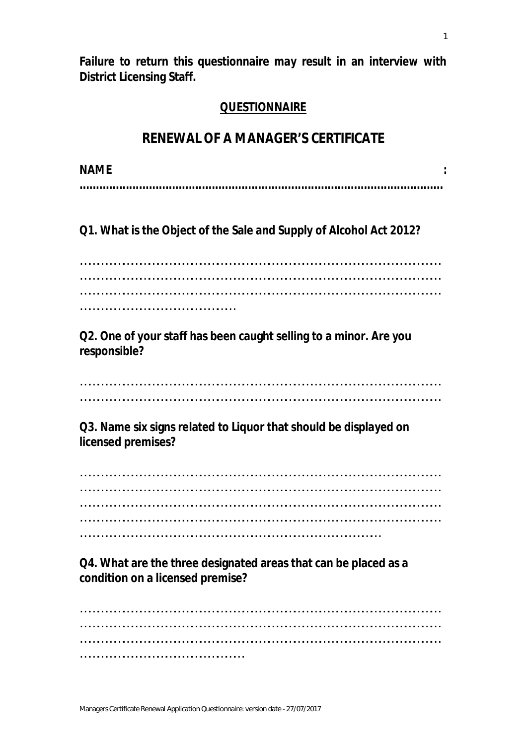**Failure to return this questionnaire may result in an interview with District Licensing Staff.**

## QUESTIONNAIRE

# RENEWAL OF A MANAGER'S CERTIFICATE

**NAME :**
**............................................................................................................**

**Q1. What is the Object of the Sale and Supply of Alcohol Act 2012?**

...............................................................................................
...............................................................................................
...............................................................................................
.......................................

**Q2. One of your staff has been caught selling to a minor. Are you responsible?**

...............................................................................................
...............................................................................................

**Q3. Name six signs related to Liquor that should be displayed on licensed premises?**

...............................................................................................
...............................................................................................
...............................................................................................
...............................................................................................
........................................................................

**Q4. What are the three designated areas that can be placed as a condition on a licensed premise?**

...............................................................................................
...............................................................................................
...............................................................................................
.......................................

Managers Certificate Renewal Application Questionnaire: version date - 27/07/2017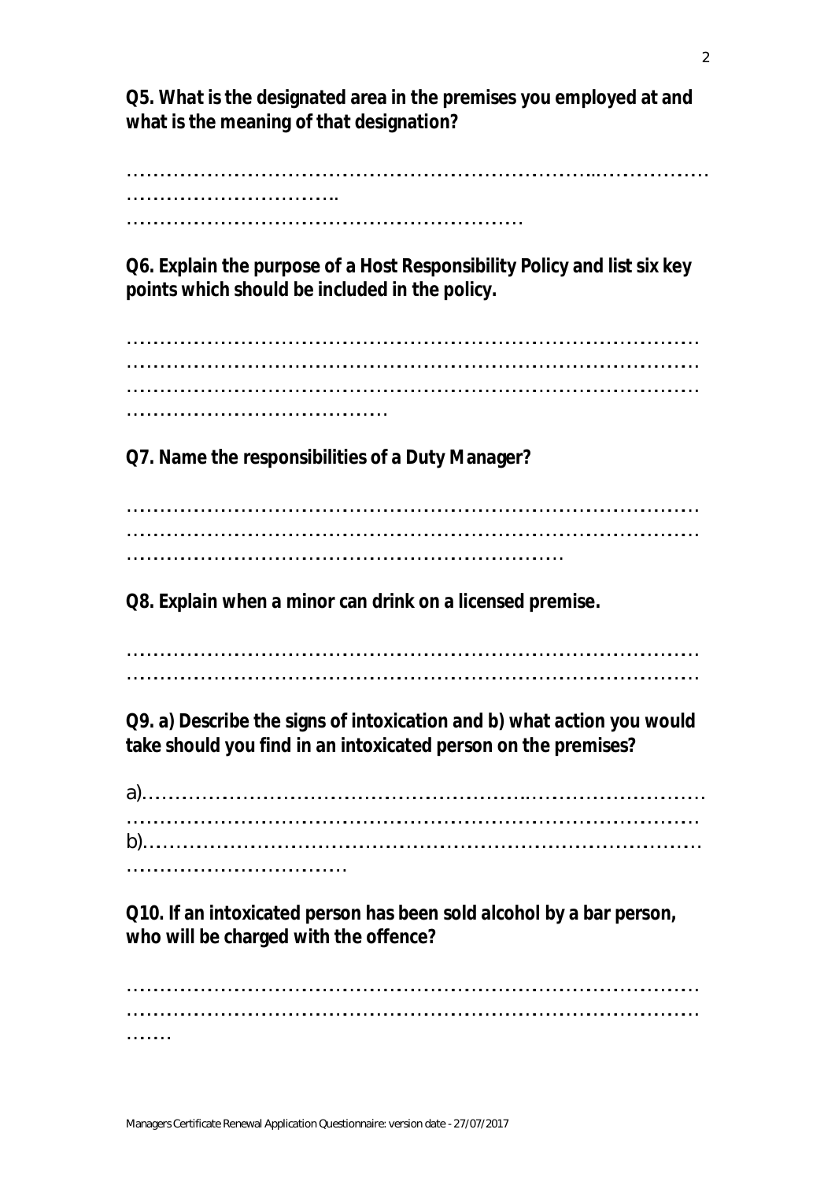**Q5. What is the designated area in the premises you employed at and what is the meaning of that designation?**

……………………………………………………………………..………………
…………………………….
……………………………………………………

**Q6. Explain the purpose of a Host Responsibility Policy and list six key points which should be included in the policy.**

…………………………………………………………………………………
…………………………………………………………………………………
…………………………………………………………………………………
…………………………………

**Q7. Name the responsibilities of a Duty Manager?**

…………………………………………………………………………………
…………………………………………………………………………………
…………………………………………………………

**Q8. Explain when a minor can drink on a licensed premise.**

…………………………………………………………………………………
…………………………………………………………………………………

**Q9. a) Describe the signs of intoxication and b) what action you would take should you find in an intoxicated person on the premises?**

a)……………………………………………………….…………………………
…………………………………………………………………………………
b)………………………………………………………………………………
……………………………

**Q10. If an intoxicated person has been sold alcohol by a bar person, who will be charged with the offence?**

…………………………………………………………………………………
…………………………………………………………………………………
…….

Managers Certificate Renewal Application Questionnaire: version date - 27/07/2017